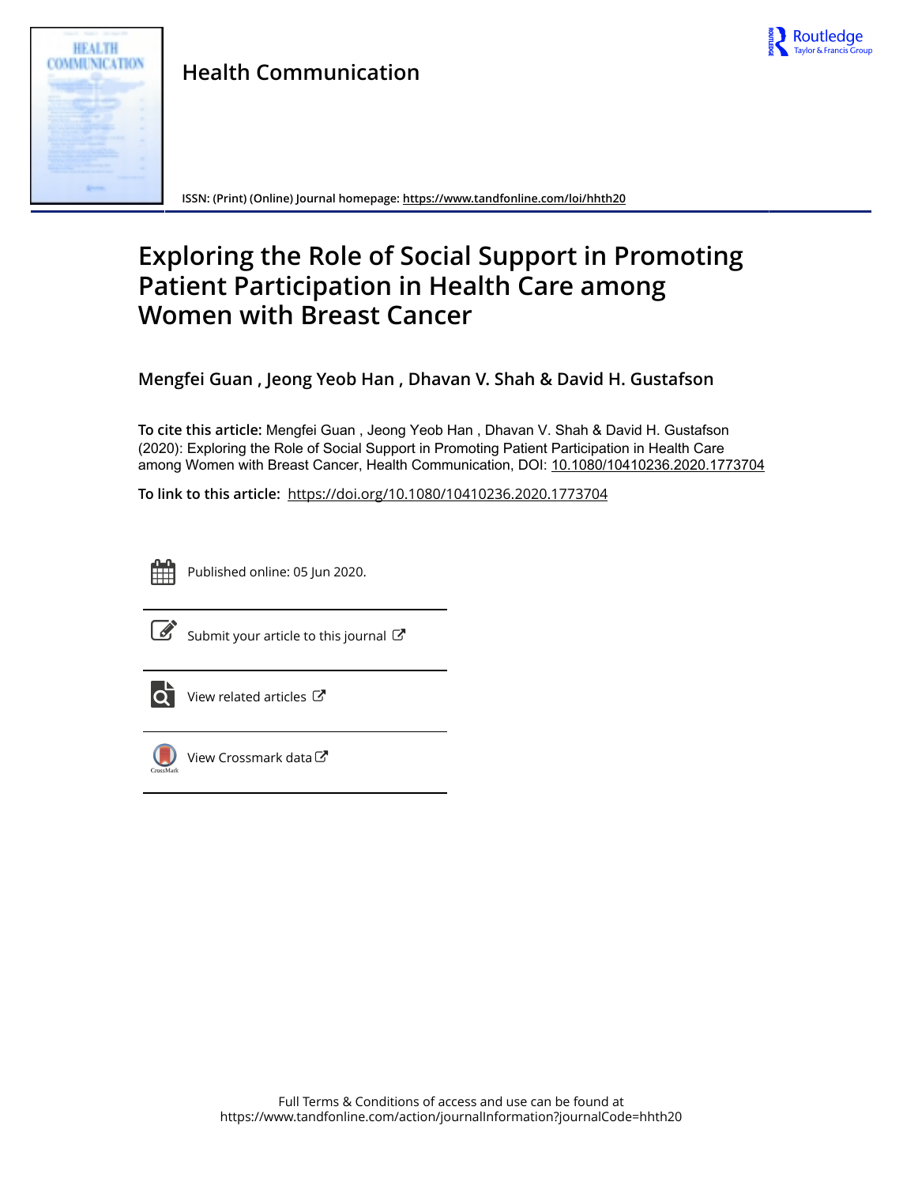# Health Communication

ISSN: (Print) (Online) Journal homepage: https://www.tandfonline.com/loi/hhth20

# Exploring the Role of Social Support in Promoting Patient Participation in Health Care among Women with Breast Cancer

**Mengfei Guan , Jeong Yeob Han , Dhavan V. Shah & David H. Gustafson**

**To cite this article:** Mengfei Guan , Jeong Yeob Han , Dhavan V. Shah & David H. Gustafson (2020): Exploring the Role of Social Support in Promoting Patient Participation in Health Care among Women with Breast Cancer, Health Communication, DOI: 10.1080/10410236.2020.1773704

**To link to this article:** https://doi.org/10.1080/10410236.2020.1773704

Published online: 05 Jun 2020.

Submit your article to this journal

View related articles

View Crossmark data

Full Terms & Conditions of access and use can be found at
https://www.tandfonline.com/action/journalInformation?journalCode=hhth20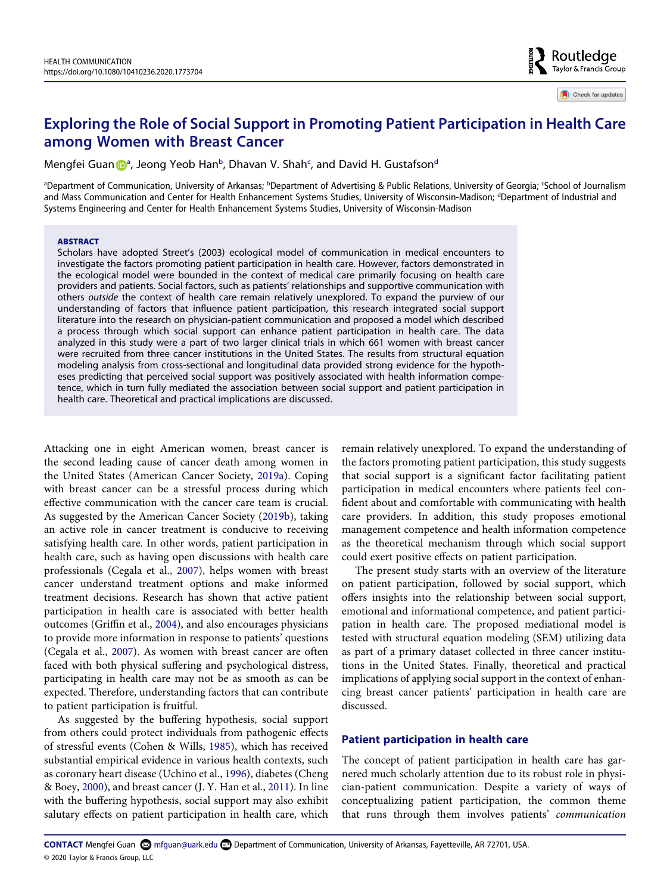# Exploring the Role of Social Support in Promoting Patient Participation in Health Care among Women with Breast Cancer

Mengfei Guan[a], Jeong Yeob Han[b], Dhavan V. Shah[c], and David H. Gustafson[d]

[a]Department of Communication, University of Arkansas; [b]Department of Advertising & Public Relations, University of Georgia; [c]School of Journalism and Mass Communication and Center for Health Enhancement Systems Studies, University of Wisconsin-Madison; [d]Department of Industrial and Systems Engineering and Center for Health Enhancement Systems Studies, University of Wisconsin-Madison

## ABSTRACT

Scholars have adopted Street's (2003) ecological model of communication in medical encounters to investigate the factors promoting patient participation in health care. However, factors demonstrated in the ecological model were bounded in the context of medical care primarily focusing on health care providers and patients. Social factors, such as patients' relationships and supportive communication with others *outside* the context of health care remain relatively unexplored. To expand the purview of our understanding of factors that influence patient participation, this research integrated social support literature into the research on physician-patient communication and proposed a model which described a process through which social support can enhance patient participation in health care. The data analyzed in this study were a part of two larger clinical trials in which 661 women with breast cancer were recruited from three cancer institutions in the United States. The results from structural equation modeling analysis from cross-sectional and longitudinal data provided strong evidence for the hypotheses predicting that perceived social support was positively associated with health information competence, which in turn fully mediated the association between social support and patient participation in health care. Theoretical and practical implications are discussed.

Attacking one in eight American women, breast cancer is the second leading cause of cancer death among women in the United States (American Cancer Society, 2019a). Coping with breast cancer can be a stressful process during which effective communication with the cancer care team is crucial. As suggested by the American Cancer Society (2019b), taking an active role in cancer treatment is conducive to receiving satisfying health care. In other words, patient participation in health care, such as having open discussions with health care professionals (Cegala et al., 2007), helps women with breast cancer understand treatment options and make informed treatment decisions. Research has shown that active patient participation in health care is associated with better health outcomes (Griffin et al., 2004), and also encourages physicians to provide more information in response to patients' questions (Cegala et al., 2007). As women with breast cancer are often faced with both physical suffering and psychological distress, participating in health care may not be as smooth as can be expected. Therefore, understanding factors that can contribute to patient participation is fruitful.

As suggested by the buffering hypothesis, social support from others could protect individuals from pathogenic effects of stressful events (Cohen & Wills, 1985), which has received substantial empirical evidence in various health contexts, such as coronary heart disease (Uchino et al., 1996), diabetes (Cheng & Boey, 2000), and breast cancer (J. Y. Han et al., 2011). In line with the buffering hypothesis, social support may also exhibit salutary effects on patient participation in health care, which remain relatively unexplored. To expand the understanding of the factors promoting patient participation, this study suggests that social support is a significant factor facilitating patient participation in medical encounters where patients feel confident about and comfortable with communicating with health care providers. In addition, this study proposes emotional management competence and health information competence as the theoretical mechanism through which social support could exert positive effects on patient participation.

The present study starts with an overview of the literature on patient participation, followed by social support, which offers insights into the relationship between social support, emotional and informational competence, and patient participation in health care. The proposed mediational model is tested with structural equation modeling (SEM) utilizing data as part of a primary dataset collected in three cancer institutions in the United States. Finally, theoretical and practical implications of applying social support in the context of enhancing breast cancer patients' participation in health care are discussed.

## Patient participation in health care

The concept of patient participation in health care has garnered much scholarly attention due to its robust role in physician-patient communication. Despite a variety of ways of conceptualizing patient participation, the common theme that runs through them involves patients' *communication*

**CONTACT** Mengfei Guan mfguan@uark.edu Department of Communication, University of Arkansas, Fayetteville, AR 72701, USA.

© 2020 Taylor & Francis Group, LLC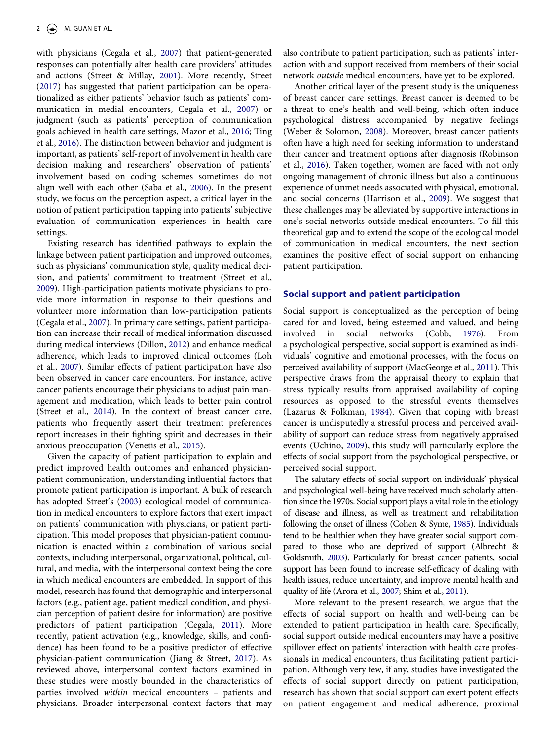with physicians (Cegala et al., 2007) that patient-generated responses can potentially alter health care providers' attitudes and actions (Street & Millay, 2001). More recently, Street (2017) has suggested that patient participation can be operationalized as either patients' behavior (such as patients' communication in medial encounters, Cegala et al., 2007) or judgment (such as patients' perception of communication goals achieved in health care settings, Mazor et al., 2016; Ting et al., 2016). The distinction between behavior and judgment is important, as patients' self-report of involvement in health care decision making and researchers' observation of patients' involvement based on coding schemes sometimes do not align well with each other (Saba et al., 2006). In the present study, we focus on the perception aspect, a critical layer in the notion of patient participation tapping into patients' subjective evaluation of communication experiences in health care settings.

Existing research has identified pathways to explain the linkage between patient participation and improved outcomes, such as physicians' communication style, quality medical decision, and patients' commitment to treatment (Street et al., 2009). High-participation patients motivate physicians to provide more information in response to their questions and volunteer more information than low-participation patients (Cegala et al., 2007). In primary care settings, patient participation can increase their recall of medical information discussed during medical interviews (Dillon, 2012) and enhance medical adherence, which leads to improved clinical outcomes (Loh et al., 2007). Similar effects of patient participation have also been observed in cancer care encounters. For instance, active cancer patients encourage their physicians to adjust pain management and medication, which leads to better pain control (Street et al., 2014). In the context of breast cancer care, patients who frequently assert their treatment preferences report increases in their fighting spirit and decreases in their anxious preoccupation (Venetis et al., 2015).

Given the capacity of patient participation to explain and predict improved health outcomes and enhanced physician-patient communication, understanding influential factors that promote patient participation is important. A bulk of research has adopted Street's (2003) ecological model of communication in medical encounters to explore factors that exert impact on patients' communication with physicians, or patient participation. This model proposes that physician-patient communication is enacted within a combination of various social contexts, including interpersonal, organizational, political, cultural, and media, with the interpersonal context being the core in which medical encounters are embedded. In support of this model, research has found that demographic and interpersonal factors (e.g., patient age, patient medical condition, and physician perception of patient desire for information) are positive predictors of patient participation (Cegala, 2011). More recently, patient activation (e.g., knowledge, skills, and confidence) has been found to be a positive predictor of effective physician-patient communication (Jiang & Street, 2017). As reviewed above, interpersonal context factors examined in these studies were mostly bounded in the characteristics of parties involved *within* medical encounters – patients and physicians. Broader interpersonal context factors that may also contribute to patient participation, such as patients' interaction with and support received from members of their social network *outside* medical encounters, have yet to be explored.

Another critical layer of the present study is the uniqueness of breast cancer care settings. Breast cancer is deemed to be a threat to one's health and well-being, which often induce psychological distress accompanied by negative feelings (Weber & Solomon, 2008). Moreover, breast cancer patients often have a high need for seeking information to understand their cancer and treatment options after diagnosis (Robinson et al., 2016). Taken together, women are faced with not only ongoing management of chronic illness but also a continuous experience of unmet needs associated with physical, emotional, and social concerns (Harrison et al., 2009). We suggest that these challenges may be alleviated by supportive interactions in one's social networks outside medical encounters. To fill this theoretical gap and to extend the scope of the ecological model of communication in medical encounters, the next section examines the positive effect of social support on enhancing patient participation.

## Social support and patient participation

Social support is conceptualized as the perception of being cared for and loved, being esteemed and valued, and being involved in social networks (Cobb, 1976). From a psychological perspective, social support is examined as individuals' cognitive and emotional processes, with the focus on perceived availability of support (MacGeorge et al., 2011). This perspective draws from the appraisal theory to explain that stress typically results from appraised availability of coping resources as opposed to the stressful events themselves (Lazarus & Folkman, 1984). Given that coping with breast cancer is undisputedly a stressful process and perceived availability of support can reduce stress from negatively appraised events (Uchino, 2009), this study will particularly explore the effects of social support from the psychological perspective, or perceived social support.

The salutary effects of social support on individuals' physical and psychological well-being have received much scholarly attention since the 1970s. Social support plays a vital role in the etiology of disease and illness, as well as treatment and rehabilitation following the onset of illness (Cohen & Syme, 1985). Individuals tend to be healthier when they have greater social support compared to those who are deprived of support (Albrecht & Goldsmith, 2003). Particularly for breast cancer patients, social support has been found to increase self-efficacy of dealing with health issues, reduce uncertainty, and improve mental health and quality of life (Arora et al., 2007; Shim et al., 2011).

More relevant to the present research, we argue that the effects of social support on health and well-being can be extended to patient participation in health care. Specifically, social support outside medical encounters may have a positive spillover effect on patients' interaction with health care professionals in medical encounters, thus facilitating patient participation. Although very few, if any, studies have investigated the effects of social support directly on patient participation, research has shown that social support can exert potent effects on patient engagement and medical adherence, proximal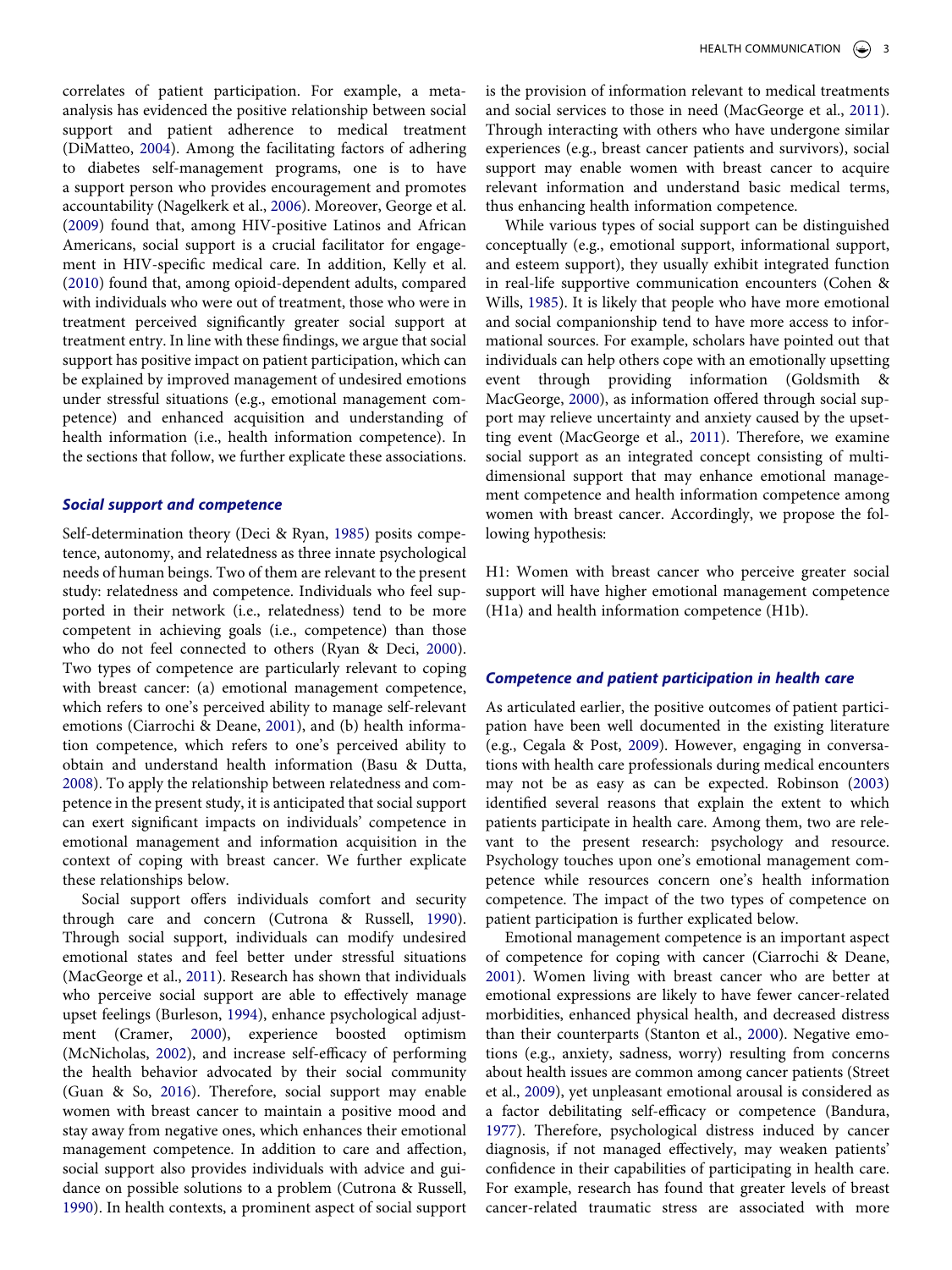correlates of patient participation. For example, a meta-analysis has evidenced the positive relationship between social support and patient adherence to medical treatment (DiMatteo, 2004). Among the facilitating factors of adhering to diabetes self-management programs, one is to have a support person who provides encouragement and promotes accountability (Nagelkerk et al., 2006). Moreover, George et al. (2009) found that, among HIV-positive Latinos and African Americans, social support is a crucial facilitator for engagement in HIV-specific medical care. In addition, Kelly et al. (2010) found that, among opioid-dependent adults, compared with individuals who were out of treatment, those who were in treatment perceived significantly greater social support at treatment entry. In line with these findings, we argue that social support has positive impact on patient participation, which can be explained by improved management of undesired emotions under stressful situations (e.g., emotional management competence) and enhanced acquisition and understanding of health information (i.e., health information competence). In the sections that follow, we further explicate these associations.

### *Social support and competence*

Self-determination theory (Deci & Ryan, 1985) posits competence, autonomy, and relatedness as three innate psychological needs of human beings. Two of them are relevant to the present study: relatedness and competence. Individuals who feel supported in their network (i.e., relatedness) tend to be more competent in achieving goals (i.e., competence) than those who do not feel connected to others (Ryan & Deci, 2000). Two types of competence are particularly relevant to coping with breast cancer: (a) emotional management competence, which refers to one's perceived ability to manage self-relevant emotions (Ciarrochi & Deane, 2001), and (b) health information competence, which refers to one's perceived ability to obtain and understand health information (Basu & Dutta, 2008). To apply the relationship between relatedness and competence in the present study, it is anticipated that social support can exert significant impacts on individuals' competence in emotional management and information acquisition in the context of coping with breast cancer. We further explicate these relationships below.

Social support offers individuals comfort and security through care and concern (Cutrona & Russell, 1990). Through social support, individuals can modify undesired emotional states and feel better under stressful situations (MacGeorge et al., 2011). Research has shown that individuals who perceive social support are able to effectively manage upset feelings (Burleson, 1994), enhance psychological adjustment (Cramer, 2000), experience boosted optimism (McNicholas, 2002), and increase self-efficacy of performing the health behavior advocated by their social community (Guan & So, 2016). Therefore, social support may enable women with breast cancer to maintain a positive mood and stay away from negative ones, which enhances their emotional management competence. In addition to care and affection, social support also provides individuals with advice and guidance on possible solutions to a problem (Cutrona & Russell, 1990). In health contexts, a prominent aspect of social support is the provision of information relevant to medical treatments and social services to those in need (MacGeorge et al., 2011). Through interacting with others who have undergone similar experiences (e.g., breast cancer patients and survivors), social support may enable women with breast cancer to acquire relevant information and understand basic medical terms, thus enhancing health information competence.

While various types of social support can be distinguished conceptually (e.g., emotional support, informational support, and esteem support), they usually exhibit integrated function in real-life supportive communication encounters (Cohen & Wills, 1985). It is likely that people who have more emotional and social companionship tend to have more access to informational sources. For example, scholars have pointed out that individuals can help others cope with an emotionally upsetting event through providing information (Goldsmith & MacGeorge, 2000), as information offered through social support may relieve uncertainty and anxiety caused by the upsetting event (MacGeorge et al., 2011). Therefore, we examine social support as an integrated concept consisting of multi-dimensional support that may enhance emotional management competence and health information competence among women with breast cancer. Accordingly, we propose the following hypothesis:

H1: Women with breast cancer who perceive greater social support will have higher emotional management competence (H1a) and health information competence (H1b).

### *Competence and patient participation in health care*

As articulated earlier, the positive outcomes of patient participation have been well documented in the existing literature (e.g., Cegala & Post, 2009). However, engaging in conversations with health care professionals during medical encounters may not be as easy as can be expected. Robinson (2003) identified several reasons that explain the extent to which patients participate in health care. Among them, two are relevant to the present research: psychology and resource. Psychology touches upon one's emotional management competence while resources concern one's health information competence. The impact of the two types of competence on patient participation is further explicated below.

Emotional management competence is an important aspect of competence for coping with cancer (Ciarrochi & Deane, 2001). Women living with breast cancer who are better at emotional expressions are likely to have fewer cancer-related morbidities, enhanced physical health, and decreased distress than their counterparts (Stanton et al., 2000). Negative emotions (e.g., anxiety, sadness, worry) resulting from concerns about health issues are common among cancer patients (Street et al., 2009), yet unpleasant emotional arousal is considered as a factor debilitating self-efficacy or competence (Bandura, 1977). Therefore, psychological distress induced by cancer diagnosis, if not managed effectively, may weaken patients' confidence in their capabilities of participating in health care. For example, research has found that greater levels of breast cancer-related traumatic stress are associated with more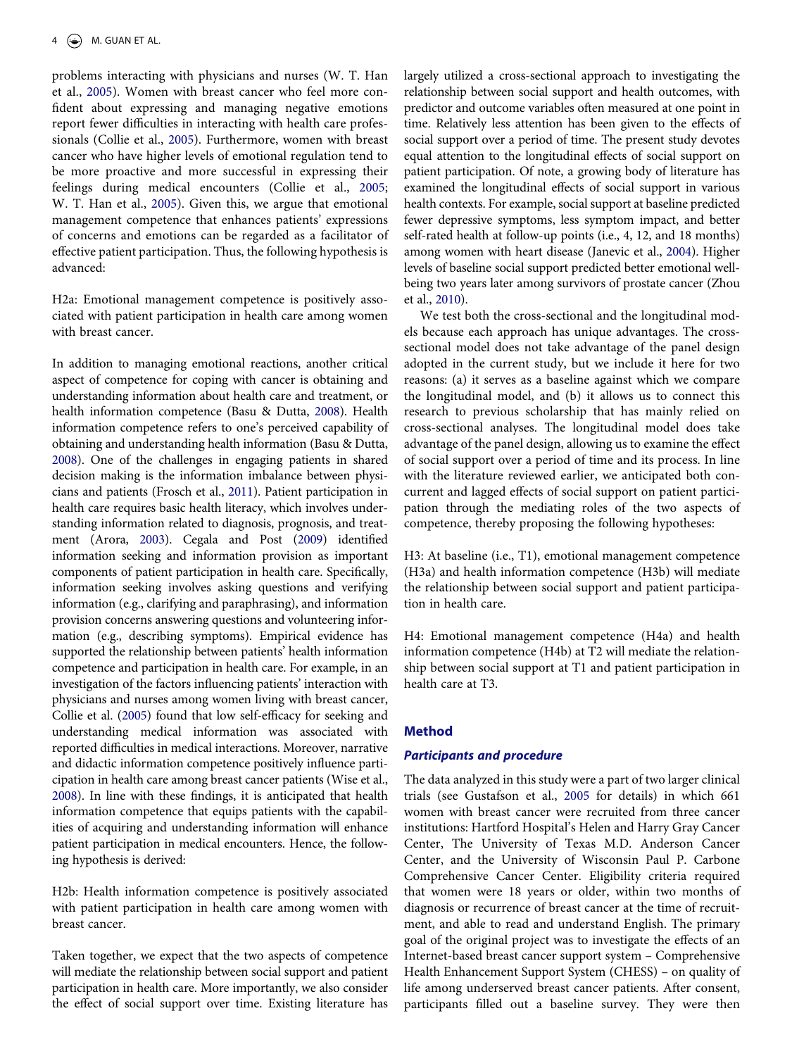problems interacting with physicians and nurses (W. T. Han et al., 2005). Women with breast cancer who feel more confident about expressing and managing negative emotions report fewer difficulties in interacting with health care professionals (Collie et al., 2005). Furthermore, women with breast cancer who have higher levels of emotional regulation tend to be more proactive and more successful in expressing their feelings during medical encounters (Collie et al., 2005; W. T. Han et al., 2005). Given this, we argue that emotional management competence that enhances patients' expressions of concerns and emotions can be regarded as a facilitator of effective patient participation. Thus, the following hypothesis is advanced:

H2a: Emotional management competence is positively associated with patient participation in health care among women with breast cancer.

In addition to managing emotional reactions, another critical aspect of competence for coping with cancer is obtaining and understanding information about health care and treatment, or health information competence (Basu & Dutta, 2008). Health information competence refers to one's perceived capability of obtaining and understanding health information (Basu & Dutta, 2008). One of the challenges in engaging patients in shared decision making is the information imbalance between physicians and patients (Frosch et al., 2011). Patient participation in health care requires basic health literacy, which involves understanding information related to diagnosis, prognosis, and treatment (Arora, 2003). Cegala and Post (2009) identified information seeking and information provision as important components of patient participation in health care. Specifically, information seeking involves asking questions and verifying information (e.g., clarifying and paraphrasing), and information provision concerns answering questions and volunteering information (e.g., describing symptoms). Empirical evidence has supported the relationship between patients' health information competence and participation in health care. For example, in an investigation of the factors influencing patients' interaction with physicians and nurses among women living with breast cancer, Collie et al. (2005) found that low self-efficacy for seeking and understanding medical information was associated with reported difficulties in medical interactions. Moreover, narrative and didactic information competence positively influence participation in health care among breast cancer patients (Wise et al., 2008). In line with these findings, it is anticipated that health information competence that equips patients with the capabilities of acquiring and understanding information will enhance patient participation in medical encounters. Hence, the following hypothesis is derived:

H2b: Health information competence is positively associated with patient participation in health care among women with breast cancer.

Taken together, we expect that the two aspects of competence will mediate the relationship between social support and patient participation in health care. More importantly, we also consider the effect of social support over time. Existing literature has largely utilized a cross-sectional approach to investigating the relationship between social support and health outcomes, with predictor and outcome variables often measured at one point in time. Relatively less attention has been given to the effects of social support over a period of time. The present study devotes equal attention to the longitudinal effects of social support on patient participation. Of note, a growing body of literature has examined the longitudinal effects of social support in various health contexts. For example, social support at baseline predicted fewer depressive symptoms, less symptom impact, and better self-rated health at follow-up points (i.e., 4, 12, and 18 months) among women with heart disease (Janevic et al., 2004). Higher levels of baseline social support predicted better emotional well-being two years later among survivors of prostate cancer (Zhou et al., 2010).

We test both the cross-sectional and the longitudinal models because each approach has unique advantages. The cross-sectional model does not take advantage of the panel design adopted in the current study, but we include it here for two reasons: (a) it serves as a baseline against which we compare the longitudinal model, and (b) it allows us to connect this research to previous scholarship that has mainly relied on cross-sectional analyses. The longitudinal model does take advantage of the panel design, allowing us to examine the effect of social support over a period of time and its process. In line with the literature reviewed earlier, we anticipated both concurrent and lagged effects of social support on patient participation through the mediating roles of the two aspects of competence, thereby proposing the following hypotheses:

H3: At baseline (i.e., T1), emotional management competence (H3a) and health information competence (H3b) will mediate the relationship between social support and patient participation in health care.

H4: Emotional management competence (H4a) and health information competence (H4b) at T2 will mediate the relationship between social support at T1 and patient participation in health care at T3.

## Method

### *Participants and procedure*

The data analyzed in this study were a part of two larger clinical trials (see Gustafson et al., 2005 for details) in which 661 women with breast cancer were recruited from three cancer institutions: Hartford Hospital's Helen and Harry Gray Cancer Center, The University of Texas M.D. Anderson Cancer Center, and the University of Wisconsin Paul P. Carbone Comprehensive Cancer Center. Eligibility criteria required that women were 18 years or older, within two months of diagnosis or recurrence of breast cancer at the time of recruitment, and able to read and understand English. The primary goal of the original project was to investigate the effects of an Internet-based breast cancer support system – Comprehensive Health Enhancement Support System (CHESS) – on quality of life among underserved breast cancer patients. After consent, participants filled out a baseline survey. They were then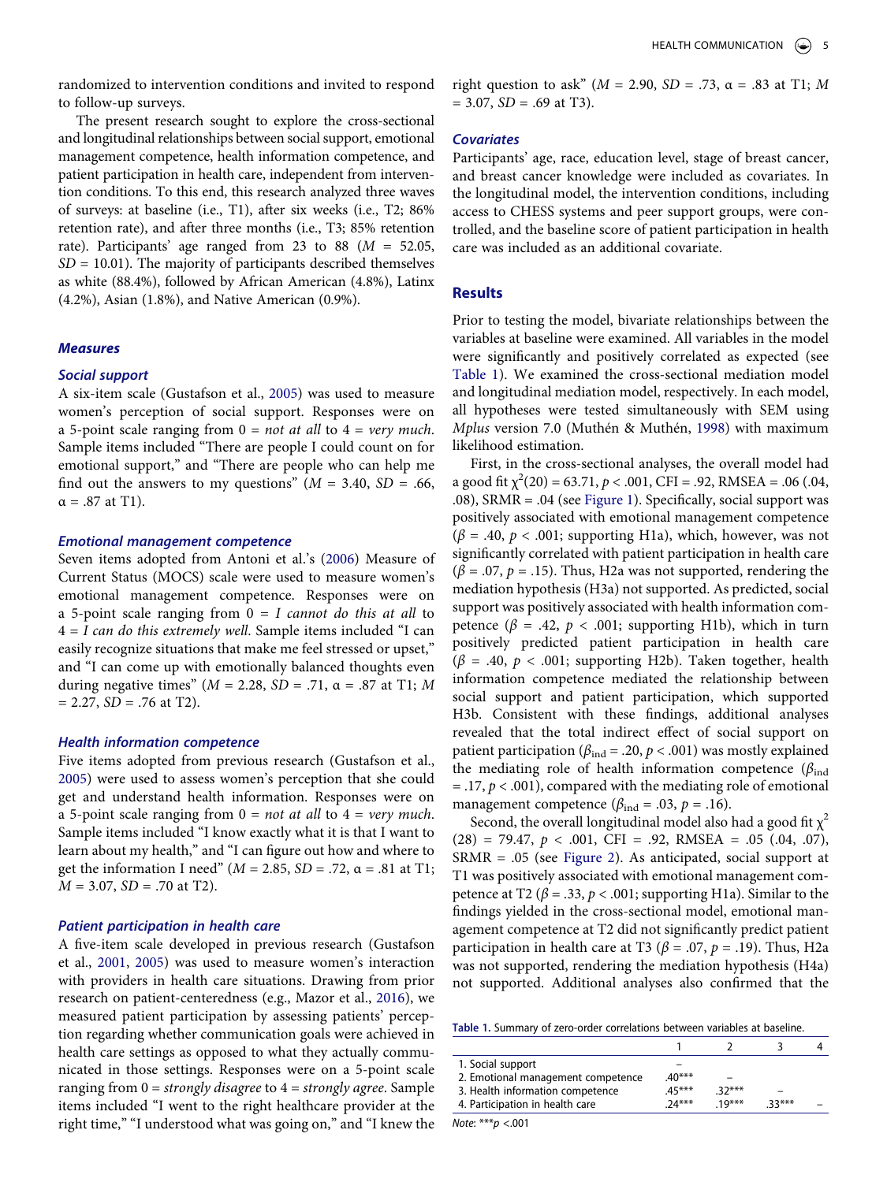randomized to intervention conditions and invited to respond to follow-up surveys.

The present research sought to explore the cross-sectional and longitudinal relationships between social support, emotional management competence, health information competence, and patient participation in health care, independent from intervention conditions. To this end, this research analyzed three waves of surveys: at baseline (i.e., T1), after six weeks (i.e., T2; 86% retention rate), and after three months (i.e., T3; 85% retention rate). Participants' age ranged from 23 to 88 ($M$ = 52.05, $SD$ = 10.01). The majority of participants described themselves as white (88.4%), followed by African American (4.8%), Latinx (4.2%), Asian (1.8%), and Native American (0.9%).

### Measures

#### Social support

A six-item scale (Gustafson et al., 2005) was used to measure women's perception of social support. Responses were on a 5-point scale ranging from 0 = *not at all* to 4 = *very much*. Sample items included "There are people I could count on for emotional support," and "There are people who can help me find out the answers to my questions" ($M$ = 3.40, $SD$ = .66, α = .87 at T1).

#### Emotional management competence

Seven items adopted from Antoni et al.'s (2006) Measure of Current Status (MOCS) scale were used to measure women's emotional management competence. Responses were on a 5-point scale ranging from 0 = *I cannot do this at all* to 4 = *I can do this extremely well*. Sample items included "I can easily recognize situations that make me feel stressed or upset," and "I can come up with emotionally balanced thoughts even during negative times" ($M$ = 2.28, $SD$ = .71, α = .87 at T1; $M$ = 2.27, $SD$ = .76 at T2).

#### Health information competence

Five items adopted from previous research (Gustafson et al., 2005) were used to assess women's perception that she could get and understand health information. Responses were on a 5-point scale ranging from 0 = *not at all* to 4 = *very much*. Sample items included "I know exactly what it is that I want to learn about my health," and "I can figure out how and where to get the information I need" ($M$ = 2.85, $SD$ = .72, α = .81 at T1; $M$ = 3.07, $SD$ = .70 at T2).

#### Patient participation in health care

A five-item scale developed in previous research (Gustafson et al., 2001, 2005) was used to measure women's interaction with providers in health care situations. Drawing from prior research on patient-centeredness (e.g., Mazor et al., 2016), we measured patient participation by assessing patients' perception regarding whether communication goals were achieved in health care settings as opposed to what they actually communicated in those settings. Responses were on a 5-point scale ranging from 0 = *strongly disagree* to 4 = *strongly agree*. Sample items included "I went to the right healthcare provider at the right time," "I understood what was going on," and "I knew the right question to ask" ($M$ = 2.90, $SD$ = .73, α = .83 at T1; $M$ = 3.07, $SD$ = .69 at T3).

#### Covariates

Participants' age, race, education level, stage of breast cancer, and breast cancer knowledge were included as covariates. In the longitudinal model, the intervention conditions, including access to CHESS systems and peer support groups, were controlled, and the baseline score of patient participation in health care was included as an additional covariate.

## Results

Prior to testing the model, bivariate relationships between the variables at baseline were examined. All variables in the model were significantly and positively correlated as expected (see Table 1). We examined the cross-sectional mediation model and longitudinal mediation model, respectively. In each model, all hypotheses were tested simultaneously with SEM using *Mplus* version 7.0 (Muthén & Muthén, 1998) with maximum likelihood estimation.

First, in the cross-sectional analyses, the overall model had a good fit $\chi^2(20) = 63.71$, $p < .001$, CFI = .92, RMSEA = .06 (.04, .08), SRMR = .04 (see Figure 1). Specifically, social support was positively associated with emotional management competence ($\beta = .40$, $p < .001$; supporting H1a), which, however, was not significantly correlated with patient participation in health care ($\beta = .07$, $p = .15$). Thus, H2a was not supported, rendering the mediation hypothesis (H3a) not supported. As predicted, social support was positively associated with health information competence ($\beta = .42$, $p < .001$; supporting H1b), which in turn positively predicted patient participation in health care ($\beta = .40$, $p < .001$; supporting H2b). Taken together, health information competence mediated the relationship between social support and patient participation, which supported H3b. Consistent with these findings, additional analyses revealed that the total indirect effect of social support on patient participation ($\beta_{ind} = .20$, $p < .001$) was mostly explained the mediating role of health information competence ($\beta_{ind} = .17$, $p < .001$), compared with the mediating role of emotional management competence ($\beta_{ind} = .03$, $p = .16$).

Second, the overall longitudinal model also had a good fit $\chi^2(28) = 79.47$, $p < .001$, CFI = .92, RMSEA = .05 (.04, .07), SRMR = .05 (see Figure 2). As anticipated, social support at T1 was positively associated with emotional management competence at T2 ($\beta = .33$, $p < .001$; supporting H1a). Similar to the findings yielded in the cross-sectional model, emotional management competence at T2 did not significantly predict patient participation in health care at T3 ($\beta = .07$, $p = .19$). Thus, H2a was not supported, rendering the mediation hypothesis (H4a) not supported. Additional analyses also confirmed that the

**Table 1.** Summary of zero-order correlations between variables at baseline.

| | 1 | 2 | 3 | 4 |
|---|---|---|---|---|
| 1. Social support | – | | | |
| 2. Emotional management competence | .40*** | – | | |
| 3. Health information competence | .45*** | .32*** | – | |
| 4. Participation in health care | .24*** | .19*** | .33*** | – |

*Note*: ***$p$ <.001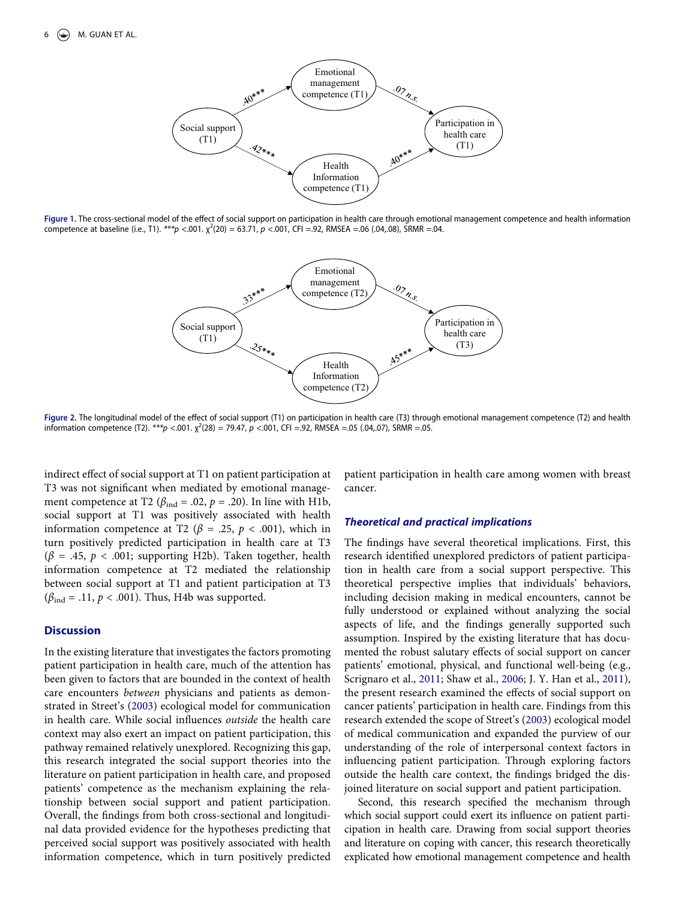Figure 1. The cross-sectional model of the effect of social support on participation in health care through emotional management competence and health information competence at baseline (i.e., T1). ***$p$ <.001. $\chi^2(20)$ = 63.71, $p$ <.001, CFI =.92, RMSEA =.06 (.04,.08), SRMR =.04.

Figure 2. The longitudinal model of the effect of social support (T1) on participation in health care (T3) through emotional management competence (T2) and health information competence (T2). ***$p$ <.001. $\chi^2(28)$ = 79.47, $p$ <.001, CFI =.92, RMSEA =.05 (.04,.07), SRMR =.05.

indirect effect of social support at T1 on patient participation at T3 was not significant when mediated by emotional management competence at T2 ($\beta_{\text{ind}}$ = .02, $p$ = .20). In line with H1b, social support at T1 was positively associated with health information competence at T2 ($\beta$ = .25, $p$ < .001), which in turn positively predicted participation in health care at T3 ($\beta$ = .45, $p$ < .001; supporting H2b). Taken together, health information competence at T2 mediated the relationship between social support at T1 and patient participation at T3 ($\beta_{\text{ind}}$ = .11, $p$ < .001). Thus, H4b was supported.

## Discussion

In the existing literature that investigates the factors promoting patient participation in health care, much of the attention has been given to factors that are bounded in the context of health care encounters *between* physicians and patients as demonstrated in Street's (2003) ecological model for communication in health care. While social influences *outside* the health care context may also exert an impact on patient participation, this pathway remained relatively unexplored. Recognizing this gap, this research integrated the social support theories into the literature on patient participation in health care, and proposed patients' competence as the mechanism explaining the relationship between social support and patient participation. Overall, the findings from both cross-sectional and longitudinal data provided evidence for the hypotheses predicting that perceived social support was positively associated with health information competence, which in turn positively predicted patient participation in health care among women with breast cancer.

### *Theoretical and practical implications*

The findings have several theoretical implications. First, this research identified unexplored predictors of patient participation in health care from a social support perspective. This theoretical perspective implies that individuals' behaviors, including decision making in medical encounters, cannot be fully understood or explained without analyzing the social aspects of life, and the findings generally supported such assumption. Inspired by the existing literature that has documented the robust salutary effects of social support on cancer patients' emotional, physical, and functional well-being (e.g., Scrignaro et al., 2011; Shaw et al., 2006; J. Y. Han et al., 2011), the present research examined the effects of social support on cancer patients' participation in health care. Findings from this research extended the scope of Street's (2003) ecological model of medical communication and expanded the purview of our understanding of the role of interpersonal context factors in influencing patient participation. Through exploring factors outside the health care context, the findings bridged the disjoined literature on social support and patient participation.

Second, this research specified the mechanism through which social support could exert its influence on patient participation in health care. Drawing from social support theories and literature on coping with cancer, this research theoretically explicated how emotional management competence and health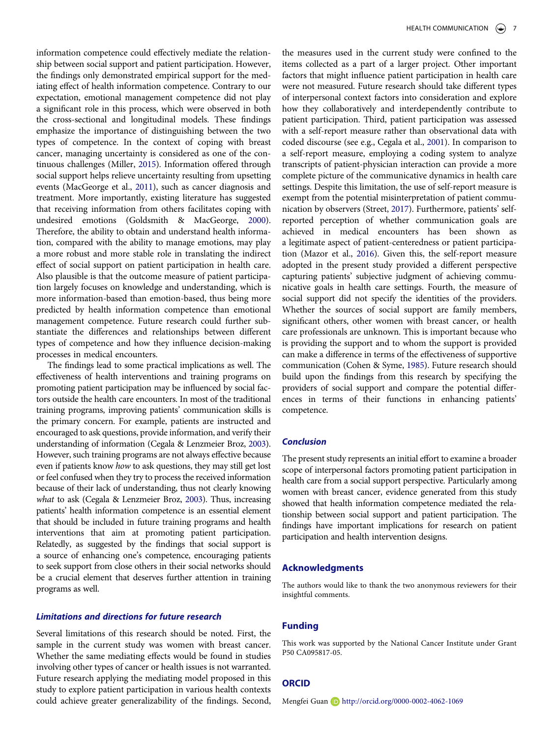information competence could effectively mediate the relationship between social support and patient participation. However, the findings only demonstrated empirical support for the mediating effect of health information competence. Contrary to our expectation, emotional management competence did not play a significant role in this process, which were observed in both the cross-sectional and longitudinal models. These findings emphasize the importance of distinguishing between the two types of competence. In the context of coping with breast cancer, managing uncertainty is considered as one of the continuous challenges (Miller, 2015). Information offered through social support helps relieve uncertainty resulting from upsetting events (MacGeorge et al., 2011), such as cancer diagnosis and treatment. More importantly, existing literature has suggested that receiving information from others facilitates coping with undesired emotions (Goldsmith & MacGeorge, 2000). Therefore, the ability to obtain and understand health information, compared with the ability to manage emotions, may play a more robust and more stable role in translating the indirect effect of social support on patient participation in health care. Also plausible is that the outcome measure of patient participation largely focuses on knowledge and understanding, which is more information-based than emotion-based, thus being more predicted by health information competence than emotional management competence. Future research could further substantiate the differences and relationships between different types of competence and how they influence decision-making processes in medical encounters.

The findings lead to some practical implications as well. The effectiveness of health interventions and training programs on promoting patient participation may be influenced by social factors outside the health care encounters. In most of the traditional training programs, improving patients' communication skills is the primary concern. For example, patients are instructed and encouraged to ask questions, provide information, and verify their understanding of information (Cegala & Lenzmeier Broz, 2003). However, such training programs are not always effective because even if patients know *how* to ask questions, they may still get lost or feel confused when they try to process the received information because of their lack of understanding, thus not clearly knowing *what* to ask (Cegala & Lenzmeier Broz, 2003). Thus, increasing patients' health information competence is an essential element that should be included in future training programs and health interventions that aim at promoting patient participation. Relatedly, as suggested by the findings that social support is a source of enhancing one's competence, encouraging patients to seek support from close others in their social networks should be a crucial element that deserves further attention in training programs as well.

### *Limitations and directions for future research*

Several limitations of this research should be noted. First, the sample in the current study was women with breast cancer. Whether the same mediating effects would be found in studies involving other types of cancer or health issues is not warranted. Future research applying the mediating model proposed in this study to explore patient participation in various health contexts could achieve greater generalizability of the findings. Second, the measures used in the current study were confined to the items collected as a part of a larger project. Other important factors that might influence patient participation in health care were not measured. Future research should take different types of interpersonal context factors into consideration and explore how they collaboratively and interdependently contribute to patient participation. Third, patient participation was assessed with a self-report measure rather than observational data with coded discourse (see e.g., Cegala et al., 2001). In comparison to a self-report measure, employing a coding system to analyze transcripts of patient-physician interaction can provide a more complete picture of the communicative dynamics in health care settings. Despite this limitation, the use of self-report measure is exempt from the potential misinterpretation of patient communication by observers (Street, 2017). Furthermore, patients' self-reported perception of whether communication goals are achieved in medical encounters has been shown as a legitimate aspect of patient-centeredness or patient participation (Mazor et al., 2016). Given this, the self-report measure adopted in the present study provided a different perspective capturing patients' subjective judgment of achieving communicative goals in health care settings. Fourth, the measure of social support did not specify the identities of the providers. Whether the sources of social support are family members, significant others, other women with breast cancer, or health care professionals are unknown. This is important because who is providing the support and to whom the support is provided can make a difference in terms of the effectiveness of supportive communication (Cohen & Syme, 1985). Future research should build upon the findings from this research by specifying the providers of social support and compare the potential differences in terms of their functions in enhancing patients' competence.

### *Conclusion*

The present study represents an initial effort to examine a broader scope of interpersonal factors promoting patient participation in health care from a social support perspective. Particularly among women with breast cancer, evidence generated from this study showed that health information competence mediated the relationship between social support and patient participation. The findings have important implications for research on patient participation and health intervention designs.

## Acknowledgments

The authors would like to thank the two anonymous reviewers for their insightful comments.

## Funding

This work was supported by the National Cancer Institute under Grant P50 CA095817-05.

## ORCID

Mengfei Guan http://orcid.org/0000-0002-4062-1069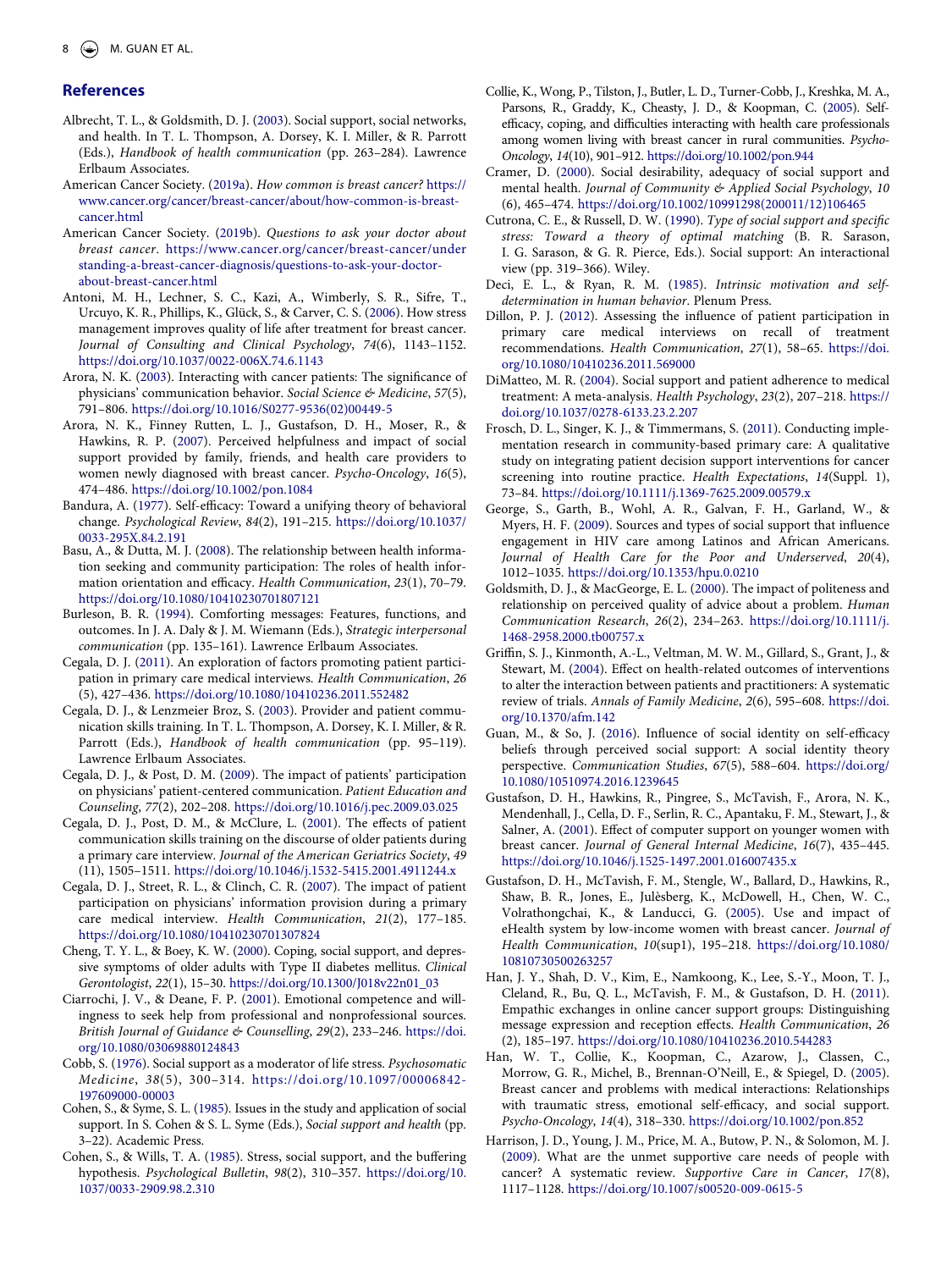## References

Albrecht, T. L., & Goldsmith, D. J. (2003). Social support, social networks, and health. In T. L. Thompson, A. Dorsey, K. I. Miller, & R. Parrott (Eds.), *Handbook of health communication* (pp. 263–284). Lawrence Erlbaum Associates.

American Cancer Society. (2019a). *How common is breast cancer?* https://www.cancer.org/cancer/breast-cancer/about/how-common-is-breast-cancer.html

American Cancer Society. (2019b). *Questions to ask your doctor about breast cancer*. https://www.cancer.org/cancer/breast-cancer/understanding-a-breast-cancer-diagnosis/questions-to-ask-your-doctor-about-breast-cancer.html

Antoni, M. H., Lechner, S. C., Kazi, A., Wimberly, S. R., Sifre, T., Urcuyo, K. R., Phillips, K., Glück, S., & Carver, C. S. (2006). How stress management improves quality of life after treatment for breast cancer. *Journal of Consulting and Clinical Psychology*, *74*(6), 1143–1152. https://doi.org/10.1037/0022-006X.74.6.1143

Arora, N. K. (2003). Interacting with cancer patients: The significance of physicians' communication behavior. *Social Science & Medicine*, *57*(5), 791–806. https://doi.org/10.1016/S0277-9536(02)00449-5

Arora, N. K., Finney Rutten, L. J., Gustafson, D. H., Moser, R., & Hawkins, R. P. (2007). Perceived helpfulness and impact of social support provided by family, friends, and health care providers to women newly diagnosed with breast cancer. *Psycho-Oncology*, *16*(5), 474–486. https://doi.org/10.1002/pon.1084

Bandura, A. (1977). Self-efficacy: Toward a unifying theory of behavioral change. *Psychological Review*, *84*(2), 191–215. https://doi.org/10.1037/0033-295X.84.2.191

Basu, A., & Dutta, M. J. (2008). The relationship between health information seeking and community participation: The roles of health information orientation and efficacy. *Health Communication*, *23*(1), 70–79. https://doi.org/10.1080/10410230701807121

Burleson, B. R. (1994). Comforting messages: Features, functions, and outcomes. In J. A. Daly & J. M. Wiemann (Eds.), *Strategic interpersonal communication* (pp. 135–161). Lawrence Erlbaum Associates.

Cegala, D. J. (2011). An exploration of factors promoting patient participation in primary care medical interviews. *Health Communication*, *26* (5), 427–436. https://doi.org/10.1080/10410236.2011.552482

Cegala, D. J., & Lenzmeier Broz, S. (2003). Provider and patient communication skills training. In T. L. Thompson, A. Dorsey, K. I. Miller, & R. Parrott (Eds.), *Handbook of health communication* (pp. 95–119). Lawrence Erlbaum Associates.

Cegala, D. J., & Post, D. M. (2009). The impact of patients' participation on physicians' patient-centered communication. *Patient Education and Counseling*, *77*(2), 202–208. https://doi.org/10.1016/j.pec.2009.03.025

Cegala, D. J., Post, D. M., & McClure, L. (2001). The effects of patient communication skills training on the discourse of older patients during a primary care interview. *Journal of the American Geriatrics Society*, *49* (11), 1505–1511. https://doi.org/10.1046/j.1532-5415.2001.4911244.x

Cegala, D. J., Street, R. L., & Clinch, C. R. (2007). The impact of patient participation on physicians' information provision during a primary care medical interview. *Health Communication*, *21*(2), 177–185. https://doi.org/10.1080/10410230701307824

Cheng, T. Y. L., & Boey, K. W. (2000). Coping, social support, and depressive symptoms of older adults with Type II diabetes mellitus. *Clinical Gerontologist*, *22*(1), 15–30. https://doi.org/10.1300/J018v22n01_03

Ciarrochi, J. V., & Deane, F. P. (2001). Emotional competence and willingness to seek help from professional and nonprofessional sources. *British Journal of Guidance & Counselling*, *29*(2), 233–246. https://doi.org/10.1080/03069880124843

Cobb, S. (1976). Social support as a moderator of life stress. *Psychosomatic Medicine*, *38*(5), 300–314. https://doi.org/10.1097/00006842-197609000-00003

Cohen, S., & Syme, S. L. (1985). Issues in the study and application of social support. In S. Cohen & S. L. Syme (Eds.), *Social support and health* (pp. 3–22). Academic Press.

Cohen, S., & Wills, T. A. (1985). Stress, social support, and the buffering hypothesis. *Psychological Bulletin*, *98*(2), 310–357. https://doi.org/10.1037/0033-2909.98.2.310

Collie, K., Wong, P., Tilston, J., Butler, L. D., Turner-Cobb, J., Kreshka, M. A., Parsons, R., Graddy, K., Cheasty, J. D., & Koopman, C. (2005). Self-efficacy, coping, and difficulties interacting with health care professionals among women living with breast cancer in rural communities. *Psycho-Oncology*, *14*(10), 901–912. https://doi.org/10.1002/pon.944

Cramer, D. (2000). Social desirability, adequacy of social support and mental health. *Journal of Community & Applied Social Psychology*, *10* (6), 465–474. https://doi.org/10.1002/10991298(200011/12)106465

Cutrona, C. E., & Russell, D. W. (1990). *Type of social support and specific stress: Toward a theory of optimal matching* (B. R. Sarason, I. G. Sarason, & G. R. Pierce, Eds.). Social support: An interactional view (pp. 319–366). Wiley.

Deci, E. L., & Ryan, R. M. (1985). *Intrinsic motivation and self-determination in human behavior*. Plenum Press.

Dillon, P. J. (2012). Assessing the influence of patient participation in primary care medical interviews on recall of treatment recommendations. *Health Communication*, *27*(1), 58–65. https://doi.org/10.1080/10410236.2011.569000

DiMatteo, M. R. (2004). Social support and patient adherence to medical treatment: A meta-analysis. *Health Psychology*, *23*(2), 207–218. https://doi.org/10.1037/0278-6133.23.2.207

Frosch, D. L., Singer, K. J., & Timmermans, S. (2011). Conducting implementation research in community-based primary care: A qualitative study on integrating patient decision support interventions for cancer screening into routine practice. *Health Expectations*, *14*(Suppl. 1), 73–84. https://doi.org/10.1111/j.1369-7625.2009.00579.x

George, S., Garth, B., Wohl, A. R., Galvan, F. H., Garland, W., & Myers, H. F. (2009). Sources and types of social support that influence engagement in HIV care among Latinos and African Americans. *Journal of Health Care for the Poor and Underserved*, *20*(4), 1012–1035. https://doi.org/10.1353/hpu.0.0210

Goldsmith, D. J., & MacGeorge, E. L. (2000). The impact of politeness and relationship on perceived quality of advice about a problem. *Human Communication Research*, *26*(2), 234–263. https://doi.org/10.1111/j.1468-2958.2000.tb00757.x

Griffin, S. J., Kinmonth, A.-L., Veltman, M. W. M., Gillard, S., Grant, J., & Stewart, M. (2004). Effect on health-related outcomes of interventions to alter the interaction between patients and practitioners: A systematic review of trials. *Annals of Family Medicine*, *2*(6), 595–608. https://doi.org/10.1370/afm.142

Guan, M., & So, J. (2016). Influence of social identity on self-efficacy beliefs through perceived social support: A social identity theory perspective. *Communication Studies*, *67*(5), 588–604. https://doi.org/10.1080/10510974.2016.1239645

Gustafson, D. H., Hawkins, R., Pingree, S., McTavish, F., Arora, N. K., Mendenhall, J., Cella, D. F., Serlin, R. C., Apantaku, F. M., Stewart, J., & Salner, A. (2001). Effect of computer support on younger women with breast cancer. *Journal of General Internal Medicine*, *16*(7), 435–445. https://doi.org/10.1046/j.1525-1497.2001.016007435.x

Gustafson, D. H., McTavish, F. M., Stengle, W., Ballard, D., Hawkins, R., Shaw, B. R., Jones, E., Julèsberg, K., McDowell, H., Chen, W. C., Volrathongchai, K., & Landucci, G. (2005). Use and impact of eHealth system by low-income women with breast cancer. *Journal of Health Communication*, *10*(sup1), 195–218. https://doi.org/10.1080/10810730500263257

Han, J. Y., Shah, D. V., Kim, E., Namkoong, K., Lee, S.-Y., Moon, T. J., Cleland, R., Bu, Q. L., McTavish, F. M., & Gustafson, D. H. (2011). Empathic exchanges in online cancer support groups: Distinguishing message expression and reception effects. *Health Communication*, *26* (2), 185–197. https://doi.org/10.1080/10410236.2010.544283

Han, W. T., Collie, K., Koopman, C., Azarow, J., Classen, C., Morrow, G. R., Michel, B., Brennan-O'Neill, E., & Spiegel, D. (2005). Breast cancer and problems with medical interactions: Relationships with traumatic stress, emotional self-efficacy, and social support. *Psycho-Oncology*, *14*(4), 318–330. https://doi.org/10.1002/pon.852

Harrison, J. D., Young, J. M., Price, M. A., Butow, P. N., & Solomon, M. J. (2009). What are the unmet supportive care needs of people with cancer? A systematic review. *Supportive Care in Cancer*, *17*(8), 1117–1128. https://doi.org/10.1007/s00520-009-0615-5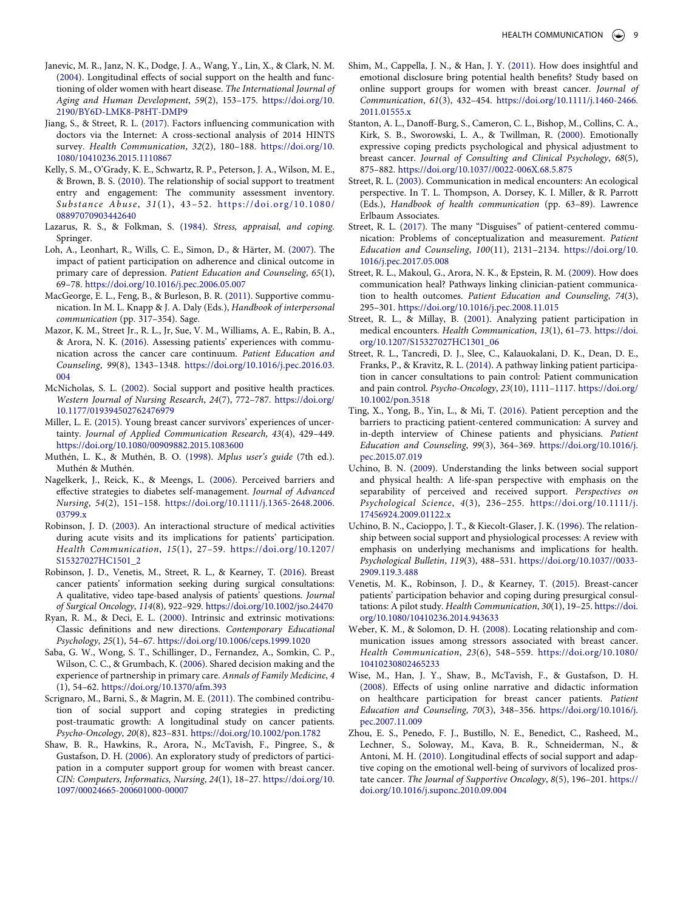Janevic, M. R., Janz, N. K., Dodge, J. A., Wang, Y., Lin, X., & Clark, N. M. (2004). Longitudinal effects of social support on the health and functioning of older women with heart disease. *The International Journal of Aging and Human Development*, *59*(2), 153–175. https://doi.org/10.2190/BY6D-LMK8-P8HT-DMP9

Jiang, S., & Street, R. L. (2017). Factors influencing communication with doctors via the Internet: A cross-sectional analysis of 2014 HINTS survey. *Health Communication*, *32*(2), 180–188. https://doi.org/10.1080/10410236.2015.1110867

Kelly, S. M., O'Grady, K. E., Schwartz, R. P., Peterson, J. A., Wilson, M. E., & Brown, B. S. (2010). The relationship of social support to treatment entry and engagement: The community assessment inventory. *Substance Abuse*, *31*(1), 43–52. https://doi.org/10.1080/08897070903442640

Lazarus, R. S., & Folkman, S. (1984). *Stress, appraisal, and coping.* Springer.

Loh, A., Leonhart, R., Wills, C. E., Simon, D., & Härter, M. (2007). The impact of patient participation on adherence and clinical outcome in primary care of depression. *Patient Education and Counseling*, *65*(1), 69–78. https://doi.org/10.1016/j.pec.2006.05.007

MacGeorge, E. L., Feng, B., & Burleson, B. R. (2011). Supportive communication. In M. L. Knapp & J. A. Daly (Eds.), *Handbook of interpersonal communication* (pp. 317–354). Sage.

Mazor, K. M., Street Jr., R. L., Jr, Sue, V. M., Williams, A. E., Rabin, B. A., & Arora, N. K. (2016). Assessing patients' experiences with communication across the cancer care continuum. *Patient Education and Counseling*, *99*(8), 1343–1348. https://doi.org/10.1016/j.pec.2016.03.004

McNicholas, S. L. (2002). Social support and positive health practices. *Western Journal of Nursing Research*, *24*(7), 772–787. https://doi.org/10.1177/019394502762476979

Miller, L. E. (2015). Young breast cancer survivors' experiences of uncertainty. *Journal of Applied Communication Research*, *43*(4), 429–449. https://doi.org/10.1080/00909882.2015.1083600

Muthén, L. K., & Muthén, B. O. (1998). *Mplus user's guide* (7th ed.). Muthén & Muthén.

Nagelkerk, J., Reick, K., & Meengs, L. (2006). Perceived barriers and effective strategies to diabetes self-management. *Journal of Advanced Nursing*, *54*(2), 151–158. https://doi.org/10.1111/j.1365-2648.2006.03799.x

Robinson, J. D. (2003). An interactional structure of medical activities during acute visits and its implications for patients' participation. *Health Communication*, *15*(1), 27–59. https://doi.org/10.1207/S15327027HC1501_2

Robinson, J. D., Venetis, M., Street, R. L., & Kearney, T. (2016). Breast cancer patients' information seeking during surgical consultations: A qualitative, video tape-based analysis of patients' questions. *Journal of Surgical Oncology*, *114*(8), 922–929. https://doi.org/10.1002/jso.24470

Ryan, R. M., & Deci, E. L. (2000). Intrinsic and extrinsic motivations: Classic definitions and new directions. *Contemporary Educational Psychology*, *25*(1), 54–67. https://doi.org/10.1006/ceps.1999.1020

Saba, G. W., Wong, S. T., Schillinger, D., Fernandez, A., Somkin, C. P., Wilson, C. C., & Grumbach, K. (2006). Shared decision making and the experience of partnership in primary care. *Annals of Family Medicine*, *4*(1), 54–62. https://doi.org/10.1370/afm.393

Scrignaro, M., Barni, S., & Magrin, M. E. (2011). The combined contribution of social support and coping strategies in predicting post-traumatic growth: A longitudinal study on cancer patients. *Psycho-Oncology*, *20*(8), 823–831. https://doi.org/10.1002/pon.1782

Shaw, B. R., Hawkins, R., Arora, N., McTavish, F., Pingree, S., & Gustafson, D. H. (2006). An exploratory study of predictors of participation in a computer support group for women with breast cancer. *CIN: Computers, Informatics, Nursing*, *24*(1), 18–27. https://doi.org/10.1097/00024665-200601000-00007

Shim, M., Cappella, J. N., & Han, J. Y. (2011). How does insightful and emotional disclosure bring potential health benefits? Study based on online support groups for women with breast cancer. *Journal of Communication*, *61*(3), 432–454. https://doi.org/10.1111/j.1460-2466.2011.01555.x

Stanton, A. L., Danoff-Burg, S., Cameron, C. L., Bishop, M., Collins, C. A., Kirk, S. B., Sworowski, L. A., & Twillman, R. (2000). Emotionally expressive coping predicts psychological and physical adjustment to breast cancer. *Journal of Consulting and Clinical Psychology*, *68*(5), 875–882. https://doi.org/10.1037//0022-006X.68.5.875

Street, R. L. (2003). Communication in medical encounters: An ecological perspective. In T. L. Thompson, A. Dorsey, K. I. Miller, & R. Parrott (Eds.), *Handbook of health communication* (pp. 63–89). Lawrence Erlbaum Associates.

Street, R. L. (2017). The many "Disguises" of patient-centered communication: Problems of conceptualization and measurement. *Patient Education and Counseling*, *100*(11), 2131–2134. https://doi.org/10.1016/j.pec.2017.05.008

Street, R. L., Makoul, G., Arora, N. K., & Epstein, R. M. (2009). How does communication heal? Pathways linking clinician-patient communication to health outcomes. *Patient Education and Counseling*, *74*(3), 295–301. https://doi.org/10.1016/j.pec.2008.11.015

Street, R. L., & Millay, B. (2001). Analyzing patient participation in medical encounters. *Health Communication*, *13*(1), 61–73. https://doi.org/10.1207/S15327027HC1301_06

Street, R. L., Tancredi, D. J., Slee, C., Kalauokalani, D. K., Dean, D. E., Franks, P., & Kravitz, R. L. (2014). A pathway linking patient participation in cancer consultations to pain control: Patient communication and pain control. *Psycho-Oncology*, *23*(10), 1111–1117. https://doi.org/10.1002/pon.3518

Ting, X., Yong, B., Yin, L., & Mi, T. (2016). Patient perception and the barriers to practicing patient-centered communication: A survey and in-depth interview of Chinese patients and physicians. *Patient Education and Counseling*, *99*(3), 364–369. https://doi.org/10.1016/j.pec.2015.07.019

Uchino, B. N. (2009). Understanding the links between social support and physical health: A life-span perspective with emphasis on the separability of perceived and received support. *Perspectives on Psychological Science*, *4*(3), 236–255. https://doi.org/10.1111/j.17456924.2009.01122.x

Uchino, B. N., Cacioppo, J. T., & Kiecolt-Glaser, J. K. (1996). The relationship between social support and physiological processes: A review with emphasis on underlying mechanisms and implications for health. *Psychological Bulletin*, *119*(3), 488–531. https://doi.org/10.1037/0033-2909.119.3.488

Venetis, M. K., Robinson, J. D., & Kearney, T. (2015). Breast-cancer patients' participation behavior and coping during presurgical consultations: A pilot study. *Health Communication*, *30*(1), 19–25. https://doi.org/10.1080/10410236.2014.943633

Weber, K. M., & Solomon, D. H. (2008). Locating relationship and communication issues among stressors associated with breast cancer. *Health Communication*, *23*(6), 548–559. https://doi.org/10.1080/10410230802465233

Wise, M., Han, J. Y., Shaw, B., McTavish, F., & Gustafson, D. H. (2008). Effects of using online narrative and didactic information on healthcare participation for breast cancer patients. *Patient Education and Counseling*, *70*(3), 348–356. https://doi.org/10.1016/j.pec.2007.11.009

Zhou, E. S., Penedo, F. J., Bustillo, N. E., Benedict, C., Rasheed, M., Lechner, S., Soloway, M., Kava, B. R., Schneiderman, N., & Antoni, M. H. (2010). Longitudinal effects of social support and adaptive coping on the emotional well-being of survivors of localized prostate cancer. *The Journal of Supportive Oncology*, *8*(5), 196–201. https://doi.org/10.1016/j.suponc.2010.09.004